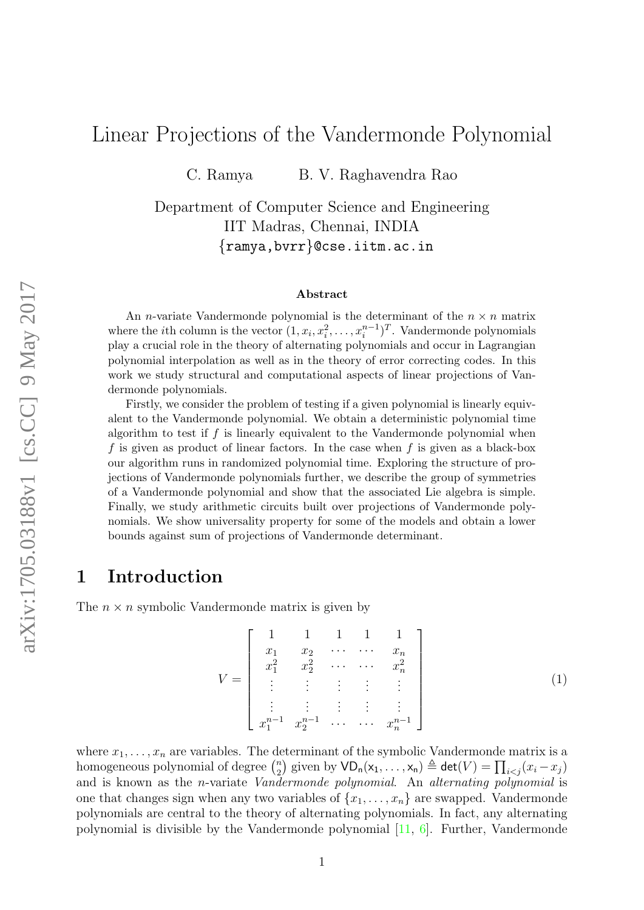# Linear Projections of the Vandermonde Polynomial

C. Ramya B. V. Raghavendra Rao

Department of Computer Science and Engineering
IIT Madras, Chennai, INDIA
{ramya,bvrr}@cse.iitm.ac.in

## Abstract

An $n$-variate Vandermonde polynomial is the determinant of the $n \times n$ matrix where the $i$th column is the vector $(1, x_i, x_i^2, \ldots, x_i^{n-1})^T$. Vandermonde polynomials play a crucial role in the theory of alternating polynomials and occur in Lagrangian polynomial interpolation as well as in the theory of error correcting codes. In this work we study structural and computational aspects of linear projections of Vandermonde polynomials.

Firstly, we consider the problem of testing if a given polynomial is linearly equivalent to the Vandermonde polynomial. We obtain a deterministic polynomial time algorithm to test if $f$ is linearly equivalent to the Vandermonde polynomial when $f$ is given as product of linear factors. In the case when $f$ is given as a black-box our algorithm runs in randomized polynomial time. Exploring the structure of projections of Vandermonde polynomials further, we describe the group of symmetries of a Vandermonde polynomial and show that the associated Lie algebra is simple. Finally, we study arithmetic circuits built over projections of Vandermonde polynomials. We show universality property for some of the models and obtain a lower bounds against sum of projections of Vandermonde determinant.

## 1 Introduction

The $n \times n$ symbolic Vandermonde matrix is given by

$$V = \begin{bmatrix} 1 & 1 & 1 & 1 & 1 \\ x_1 & x_2 & \cdots & \cdots & x_n \\ x_1^2 & x_2^2 & \cdots & \cdots & x_n^2 \\ \vdots & \vdots & \vdots & \vdots & \vdots \\ \vdots & \vdots & \vdots & \vdots & \vdots \\ x_1^{n-1} & x_2^{n-1} & \cdots & \cdots & x_n^{n-1} \end{bmatrix} \tag{1}$$

where $x_1, \ldots, x_n$ are variables. The determinant of the symbolic Vandermonde matrix is a homogeneous polynomial of degree $\binom{n}{2}$ given by $\mathsf{VD_n}(\mathsf{x_1}, \ldots, \mathsf{x_n}) \triangleq \mathsf{det}(V) = \prod_{i<j}(x_i - x_j)$ and is known as the $n$-variate *Vandermonde polynomial*. An *alternating polynomial* is one that changes sign when any two variables of $\{x_1, \ldots, x_n\}$ are swapped. Vandermonde polynomials are central to the theory of alternating polynomials. In fact, any alternating polynomial is divisible by the Vandermonde polynomial [11, 6]. Further, Vandermonde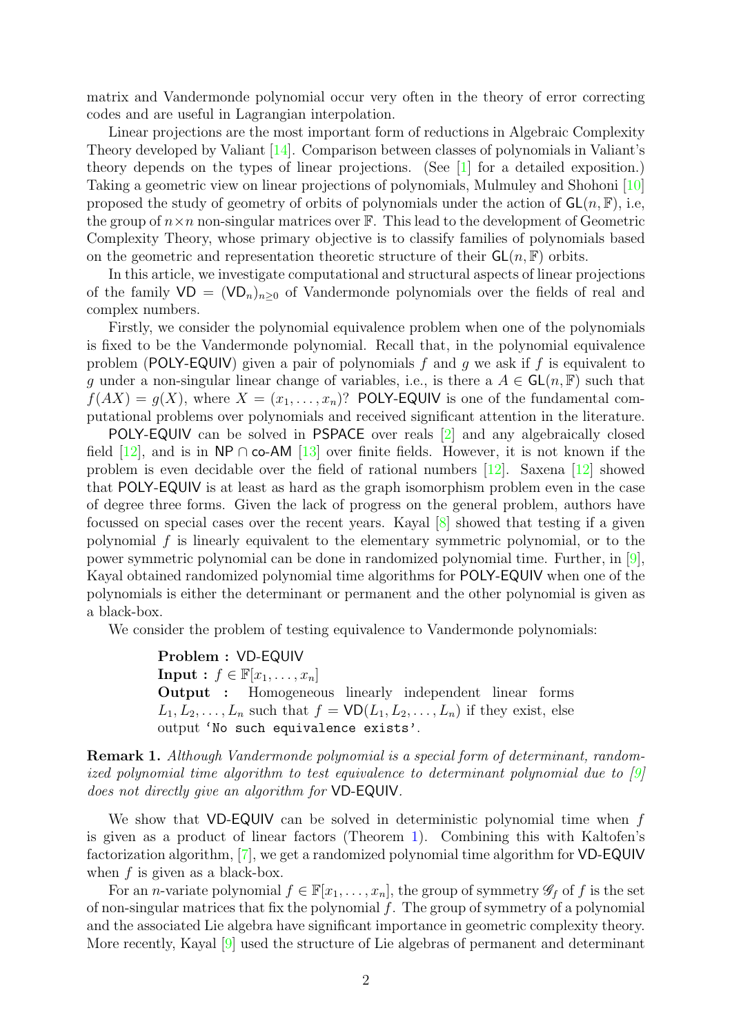matrix and Vandermonde polynomial occur very often in the theory of error correcting codes and are useful in Lagrangian interpolation.

Linear projections are the most important form of reductions in Algebraic Complexity Theory developed by Valiant [14]. Comparison between classes of polynomials in Valiant's theory depends on the types of linear projections. (See [1] for a detailed exposition.) Taking a geometric view on linear projections of polynomials, Mulmuley and Shohoni [10] proposed the study of geometry of orbits of polynomials under the action of $\mathsf{GL}(n, \mathbb{F})$, i.e, the group of $n \times n$ non-singular matrices over $\mathbb{F}$. This lead to the development of Geometric Complexity Theory, whose primary objective is to classify families of polynomials based on the geometric and representation theoretic structure of their $\mathsf{GL}(n, \mathbb{F})$ orbits.

In this article, we investigate computational and structural aspects of linear projections of the family $\mathsf{VD} = (\mathsf{VD}_n)_{n \geq 0}$ of Vandermonde polynomials over the fields of real and complex numbers.

Firstly, we consider the polynomial equivalence problem when one of the polynomials is fixed to be the Vandermonde polynomial. Recall that, in the polynomial equivalence problem (POLY-EQUIV) given a pair of polynomials $f$ and $g$ we ask if $f$ is equivalent to $g$ under a non-singular linear change of variables, i.e., is there a $A \in \mathsf{GL}(n, \mathbb{F})$ such that $f(AX) = g(X)$, where $X = (x_1, \ldots, x_n)$? POLY-EQUIV is one of the fundamental computational problems over polynomials and received significant attention in the literature.

POLY-EQUIV can be solved in PSPACE over reals [2] and any algebraically closed field [12], and is in $\mathsf{NP} \cap \mathsf{co\text{-}AM}$ [13] over finite fields. However, it is not known if the problem is even decidable over the field of rational numbers [12]. Saxena [12] showed that POLY-EQUIV is at least as hard as the graph isomorphism problem even in the case of degree three forms. Given the lack of progress on the general problem, authors have focussed on special cases over the recent years. Kayal [8] showed that testing if a given polynomial $f$ is linearly equivalent to the elementary symmetric polynomial, or to the power symmetric polynomial can be done in randomized polynomial time. Further, in [9], Kayal obtained randomized polynomial time algorithms for POLY-EQUIV when one of the polynomials is either the determinant or permanent and the other polynomial is given as a black-box.

We consider the problem of testing equivalence to Vandermonde polynomials:

> **Problem :** VD-EQUIV
> **Input :** $f \in \mathbb{F}[x_1, \ldots, x_n]$
> **Output :** Homogeneous linearly independent linear forms $L_1, L_2, \ldots, L_n$ such that $f = \mathsf{VD}(L_1, L_2, \ldots, L_n)$ if they exist, else output `'No such equivalence exists'`.

**Remark 1.** *Although Vandermonde polynomial is a special form of determinant, randomized polynomial time algorithm to test equivalence to determinant polynomial due to [9] does not directly give an algorithm for* VD-EQUIV*.*

We show that VD-EQUIV can be solved in deterministic polynomial time when $f$ is given as a product of linear factors (Theorem 1). Combining this with Kaltofen's factorization algorithm, [7], we get a randomized polynomial time algorithm for VD-EQUIV when $f$ is given as a black-box.

For an $n$-variate polynomial $f \in \mathbb{F}[x_1, \ldots, x_n]$, the group of symmetry $\mathscr{G}_f$ of $f$ is the set of non-singular matrices that fix the polynomial $f$. The group of symmetry of a polynomial and the associated Lie algebra have significant importance in geometric complexity theory. More recently, Kayal [9] used the structure of Lie algebras of permanent and determinant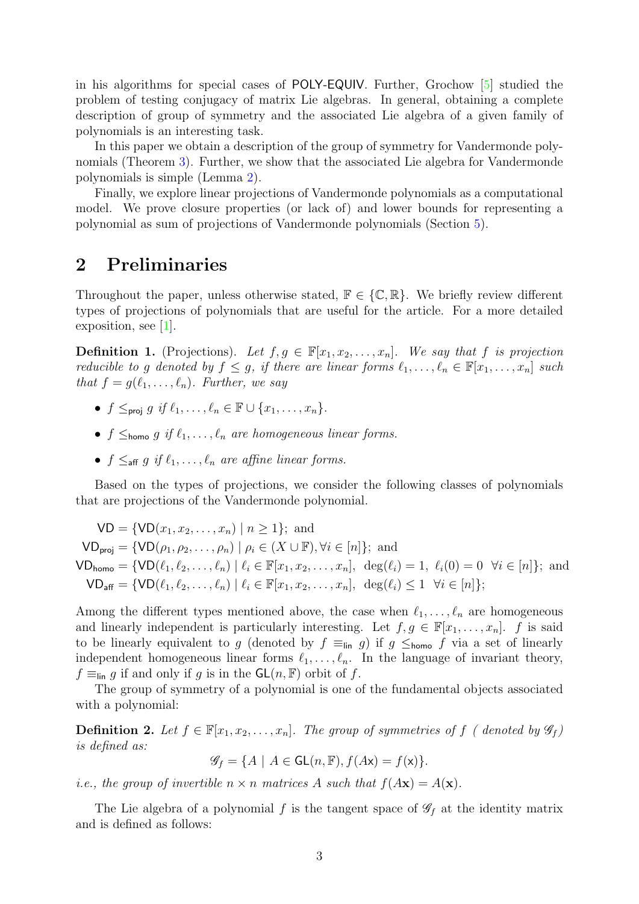in his algorithms for special cases of POLY-EQUIV. Further, Grochow [5] studied the problem of testing conjugacy of matrix Lie algebras. In general, obtaining a complete description of group of symmetry and the associated Lie algebra of a given family of polynomials is an interesting task.

In this paper we obtain a description of the group of symmetry for Vandermonde polynomials (Theorem 3). Further, we show that the associated Lie algebra for Vandermonde polynomials is simple (Lemma 2).

Finally, we explore linear projections of Vandermonde polynomials as a computational model. We prove closure properties (or lack of) and lower bounds for representing a polynomial as sum of projections of Vandermonde polynomials (Section 5).

## 2 Preliminaries

Throughout the paper, unless otherwise stated, $\mathbb{F} \in \{\mathbb{C}, \mathbb{R}\}$. We briefly review different types of projections of polynomials that are useful for the article. For a more detailed exposition, see [1].

**Definition 1.** (Projections). *Let $f, g \in \mathbb{F}[x_1, x_2, \ldots, x_n]$. We say that $f$ is projection reducible to $g$ denoted by $f \leq g$, if there are linear forms $\ell_1, \ldots, \ell_n \in \mathbb{F}[x_1, \ldots, x_n]$ such that $f = g(\ell_1, \ldots, \ell_n)$. Further, we say*

- *$f \leq_{\mathsf{proj}} g$ if $\ell_1, \ldots, \ell_n \in \mathbb{F} \cup \{x_1, \ldots, x_n\}$.*
- *$f \leq_{\mathsf{homo}} g$ if $\ell_1, \ldots, \ell_n$ are homogeneous linear forms.*
- *$f \leq_{\mathsf{aff}} g$ if $\ell_1, \ldots, \ell_n$ are affine linear forms.*

Based on the types of projections, we consider the following classes of polynomials that are projections of the Vandermonde polynomial.

$$
\begin{aligned}
\mathsf{VD} &= \{\mathsf{VD}(x_1, x_2, \ldots, x_n) \mid n \geq 1\}; \text{ and} \\
\mathsf{VD}_{\mathsf{proj}} &= \{\mathsf{VD}(\rho_1, \rho_2, \ldots, \rho_n) \mid \rho_i \in (X \cup \mathbb{F}), \forall i \in [n]\}; \text{ and} \\
\mathsf{VD}_{\mathsf{homo}} &= \{\mathsf{VD}(\ell_1, \ell_2, \ldots, \ell_n) \mid \ell_i \in \mathbb{F}[x_1, x_2, \ldots, x_n],\ \deg(\ell_i) = 1,\ \ell_i(0) = 0\ \ \forall i \in [n]\}; \text{ and} \\
\mathsf{VD}_{\mathsf{aff}} &= \{\mathsf{VD}(\ell_1, \ell_2, \ldots, \ell_n) \mid \ell_i \in \mathbb{F}[x_1, x_2, \ldots, x_n],\ \deg(\ell_i) \leq 1\ \ \forall i \in [n]\};
\end{aligned}
$$

Among the different types mentioned above, the case when $\ell_1, \ldots, \ell_n$ are homogeneous and linearly independent is particularly interesting. Let $f, g \in \mathbb{F}[x_1, \ldots, x_n]$. $f$ is said to be linearly equivalent to $g$ (denoted by $f \equiv_{\mathsf{lin}} g$) if $g \leq_{\mathsf{homo}} f$ via a set of linearly independent homogeneous linear forms $\ell_1, \ldots, \ell_n$. In the language of invariant theory, $f \equiv_{\mathsf{lin}} g$ if and only if $g$ is in the $\mathsf{GL}(n, \mathbb{F})$ orbit of $f$.

The group of symmetry of a polynomial is one of the fundamental objects associated with a polynomial:

**Definition 2.** *Let $f \in \mathbb{F}[x_1, x_2, \ldots, x_n]$. The group of symmetries of $f$ ( denoted by $\mathscr{G}_f$) is defined as:*

$$\mathscr{G}_f = \{A \mid A \in \mathsf{GL}(n, \mathbb{F}), f(A\mathsf{x}) = f(\mathsf{x})\}.$$

*i.e., the group of invertible $n \times n$ matrices $A$ such that $f(A\mathbf{x}) = A(\mathbf{x})$.*

The Lie algebra of a polynomial $f$ is the tangent space of $\mathscr{G}_f$ at the identity matrix and is defined as follows: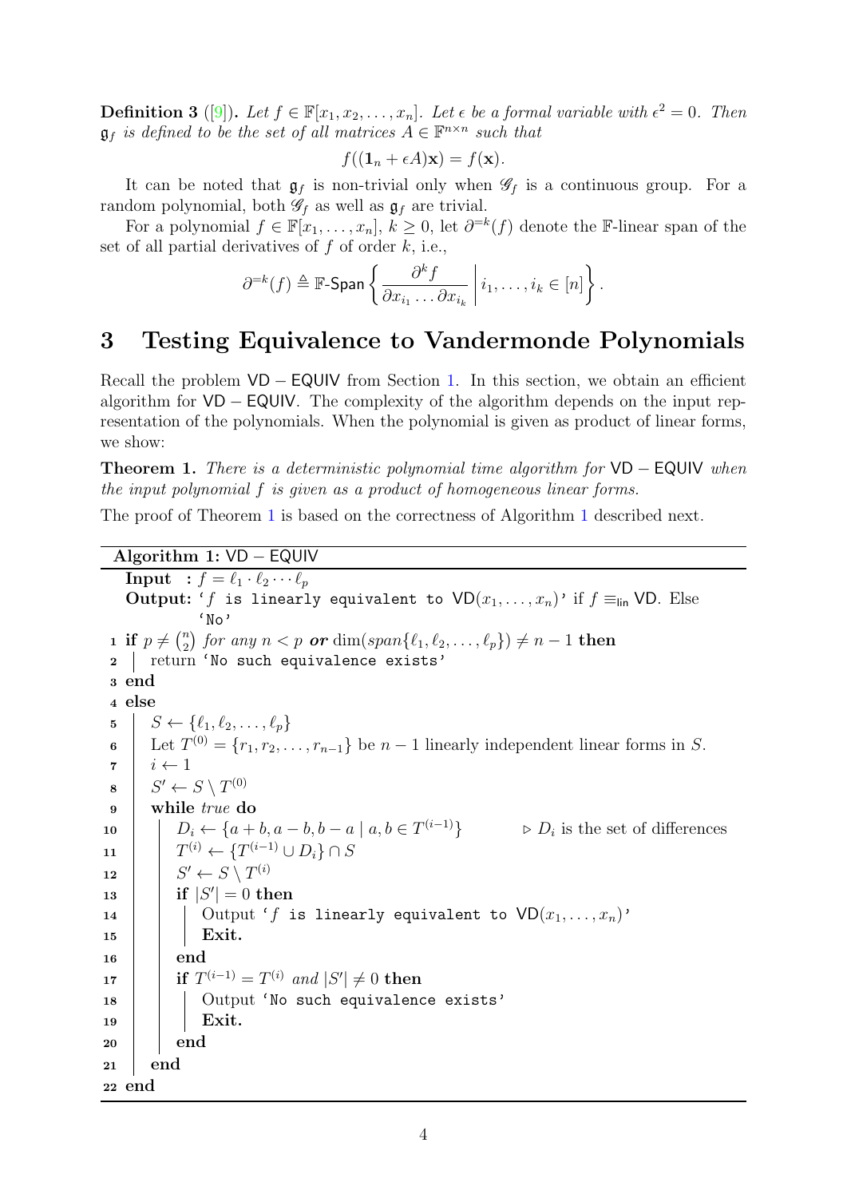**Definition 3** ([9]). *Let $f \in \mathbb{F}[x_1, x_2, \ldots, x_n]$. Let $\epsilon$ be a formal variable with $\epsilon^2 = 0$. Then $\mathfrak{g}_f$ is defined to be the set of all matrices $A \in \mathbb{F}^{n \times n}$ such that*

$$f((\mathbf{1}_n + \epsilon A)\mathbf{x}) = f(\mathbf{x}).$$

It can be noted that $\mathfrak{g}_f$ is non-trivial only when $\mathscr{G}_f$ is a continuous group. For a random polynomial, both $\mathscr{G}_f$ as well as $\mathfrak{g}_f$ are trivial.

For a polynomial $f \in \mathbb{F}[x_1, \ldots, x_n]$, $k \geq 0$, let $\partial^{=k}(f)$ denote the $\mathbb{F}$-linear span of the set of all partial derivatives of $f$ of order $k$, i.e.,

$$\partial^{=k}(f) \triangleq \mathbb{F}\text{-}\mathsf{Span}\left\{ \frac{\partial^k f}{\partial x_{i_1} \ldots \partial x_{i_k}} \,\middle|\, i_1, \ldots, i_k \in [n] \right\}.$$

# 3 Testing Equivalence to Vandermonde Polynomials

Recall the problem $\mathsf{VD}-\mathsf{EQUIV}$ from Section 1. In this section, we obtain an efficient algorithm for $\mathsf{VD}-\mathsf{EQUIV}$. The complexity of the algorithm depends on the input representation of the polynomials. When the polynomial is given as product of linear forms, we show:

**Theorem 1.** *There is a deterministic polynomial time algorithm for $\mathsf{VD}-\mathsf{EQUIV}$ when the input polynomial $f$ is given as a product of homogeneous linear forms.*

The proof of Theorem 1 is based on the correctness of Algorithm 1 described next.

**Algorithm 1:** $\mathsf{VD}-\mathsf{EQUIV}$

**Input** : $f = \ell_1 \cdot \ell_2 \cdots \ell_p$

**Output:** '$f$ is linearly equivalent to $\mathsf{VD}(x_1, \ldots, x_n)$' if $f \equiv_{\mathsf{lin}} \mathsf{VD}$. Else 'No'

```
1  if p ≠ (n choose 2) for any n < p or dim(span{ℓ_1, ℓ_2, ..., ℓ_p}) ≠ n − 1 then
2  |   return 'No such equivalence exists'
3  end
4  else
5  |   S ← {ℓ_1, ℓ_2, ..., ℓ_p}
6  |   Let T^(0) = {r_1, r_2, ..., r_{n−1}} be n − 1 linearly independent linear forms in S.
7  |   i ← 1
8  |   S' ← S \ T^(0)
9  |   while true do
10 |   |   D_i ← {a + b, a − b, b − a | a, b ∈ T^(i−1)}      ▷ D_i is the set of differences
11 |   |   T^(i) ← {T^(i−1) ∪ D_i} ∩ S
12 |   |   S' ← S \ T^(i)
13 |   |   if |S'| = 0 then
14 |   |   |   Output 'f is linearly equivalent to VD(x_1, ..., x_n)'
15 |   |   |   Exit.
16 |   |   end
17 |   |   if T^(i−1) = T^(i) and |S'| ≠ 0 then
18 |   |   |   Output 'No such equivalence exists'
19 |   |   |   Exit.
20 |   |   end
21 |   end
22 end
```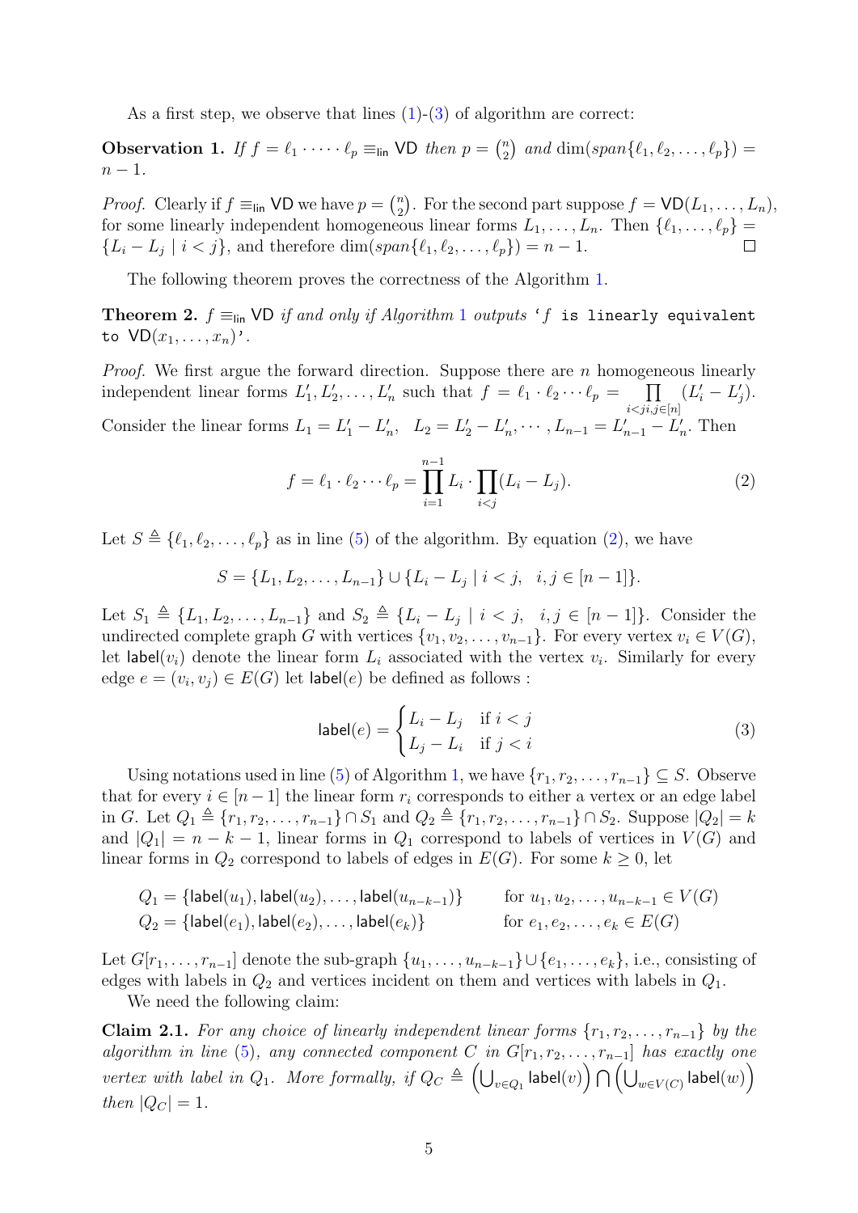As a first step, we observe that lines (1)-(3) of algorithm are correct:

**Observation 1.** *If $f = \ell_1 \cdot \dots \cdot \ell_p \equiv_{\mathsf{lin}} \mathsf{VD}$ then $p = \binom{n}{2}$ and $\dim(span\{\ell_1, \ell_2, \dots, \ell_p\}) = n-1$.*

*Proof.* Clearly if $f \equiv_{\mathsf{lin}} \mathsf{VD}$ we have $p = \binom{n}{2}$. For the second part suppose $f = \mathsf{VD}(L_1, \dots, L_n)$, for some linearly independent homogeneous linear forms $L_1, \dots, L_n$. Then $\{\ell_1, \dots, \ell_p\} = \{L_i - L_j \mid i < j\}$, and therefore $\dim(span\{\ell_1, \ell_2, \dots, \ell_p\}) = n-1$. $\square$

The following theorem proves the correctness of the Algorithm 1.

**Theorem 2.** *$f \equiv_{\mathsf{lin}} \mathsf{VD}$ if and only if Algorithm 1 outputs '`f is linearly equivalent to` $\mathsf{VD}(x_1, \dots, x_n)$'.*

*Proof.* We first argue the forward direction. Suppose there are $n$ homogeneous linearly independent linear forms $L'_1, L'_2, \dots, L'_n$ such that $f = \ell_1 \cdot \ell_2 \cdots \ell_p = \prod_{i<j i,j \in [n]} (L'_i - L'_j)$. Consider the linear forms $L_1 = L'_1 - L'_n, \quad L_2 = L'_2 - L'_n, \cdots, L_{n-1} = L'_{n-1} - L'_n$. Then

$$f = \ell_1 \cdot \ell_2 \cdots \ell_p = \prod_{i=1}^{n-1} L_i \cdot \prod_{i<j} (L_i - L_j). \tag{2}$$

Let $S \triangleq \{\ell_1, \ell_2, \dots, \ell_p\}$ as in line (5) of the algorithm. By equation (2), we have

$$S = \{L_1, L_2, \dots, L_{n-1}\} \cup \{L_i - L_j \mid i < j, \quad i,j \in [n-1]\}.$$

Let $S_1 \triangleq \{L_1, L_2, \dots, L_{n-1}\}$ and $S_2 \triangleq \{L_i - L_j \mid i < j, \quad i,j \in [n-1]\}$. Consider the undirected complete graph $G$ with vertices $\{v_1, v_2, \dots, v_{n-1}\}$. For every vertex $v_i \in V(G)$, let $\mathsf{label}(v_i)$ denote the linear form $L_i$ associated with the vertex $v_i$. Similarly for every edge $e = (v_i, v_j) \in E(G)$ let $\mathsf{label}(e)$ be defined as follows :

$$\mathsf{label}(e) = \begin{cases} L_i - L_j & \text{if } i < j \\ L_j - L_i & \text{if } j < i \end{cases} \tag{3}$$

Using notations used in line (5) of Algorithm 1, we have $\{r_1, r_2, \dots, r_{n-1}\} \subseteq S$. Observe that for every $i \in [n-1]$ the linear form $r_i$ corresponds to either a vertex or an edge label in $G$. Let $Q_1 \triangleq \{r_1, r_2, \dots, r_{n-1}\} \cap S_1$ and $Q_2 \triangleq \{r_1, r_2, \dots, r_{n-1}\} \cap S_2$. Suppose $|Q_2| = k$ and $|Q_1| = n-k-1$, linear forms in $Q_1$ correspond to labels of vertices in $V(G)$ and linear forms in $Q_2$ correspond to labels of edges in $E(G)$. For some $k \geq 0$, let

$$Q_1 = \{\mathsf{label}(u_1), \mathsf{label}(u_2), \dots, \mathsf{label}(u_{n-k-1})\} \qquad \text{for } u_1, u_2, \dots, u_{n-k-1} \in V(G)$$
$$Q_2 = \{\mathsf{label}(e_1), \mathsf{label}(e_2), \dots, \mathsf{label}(e_k)\} \qquad \text{for } e_1, e_2, \dots, e_k \in E(G)$$

Let $G[r_1, \dots, r_{n-1}]$ denote the sub-graph $\{u_1, \dots, u_{n-k-1}\} \cup \{e_1, \dots, e_k\}$, i.e., consisting of edges with labels in $Q_2$ and vertices incident on them and vertices with labels in $Q_1$.

We need the following claim:

**Claim 2.1.** *For any choice of linearly independent linear forms $\{r_1, r_2, \dots, r_{n-1}\}$ by the algorithm in line (5), any connected component $C$ in $G[r_1, r_2, \dots, r_{n-1}]$ has exactly one vertex with label in $Q_1$. More formally, if $Q_C \triangleq \left(\bigcup_{v \in Q_1} \mathsf{label}(v)\right) \bigcap \left(\bigcup_{w \in V(C)} \mathsf{label}(w)\right)$ then $|Q_C| = 1$.*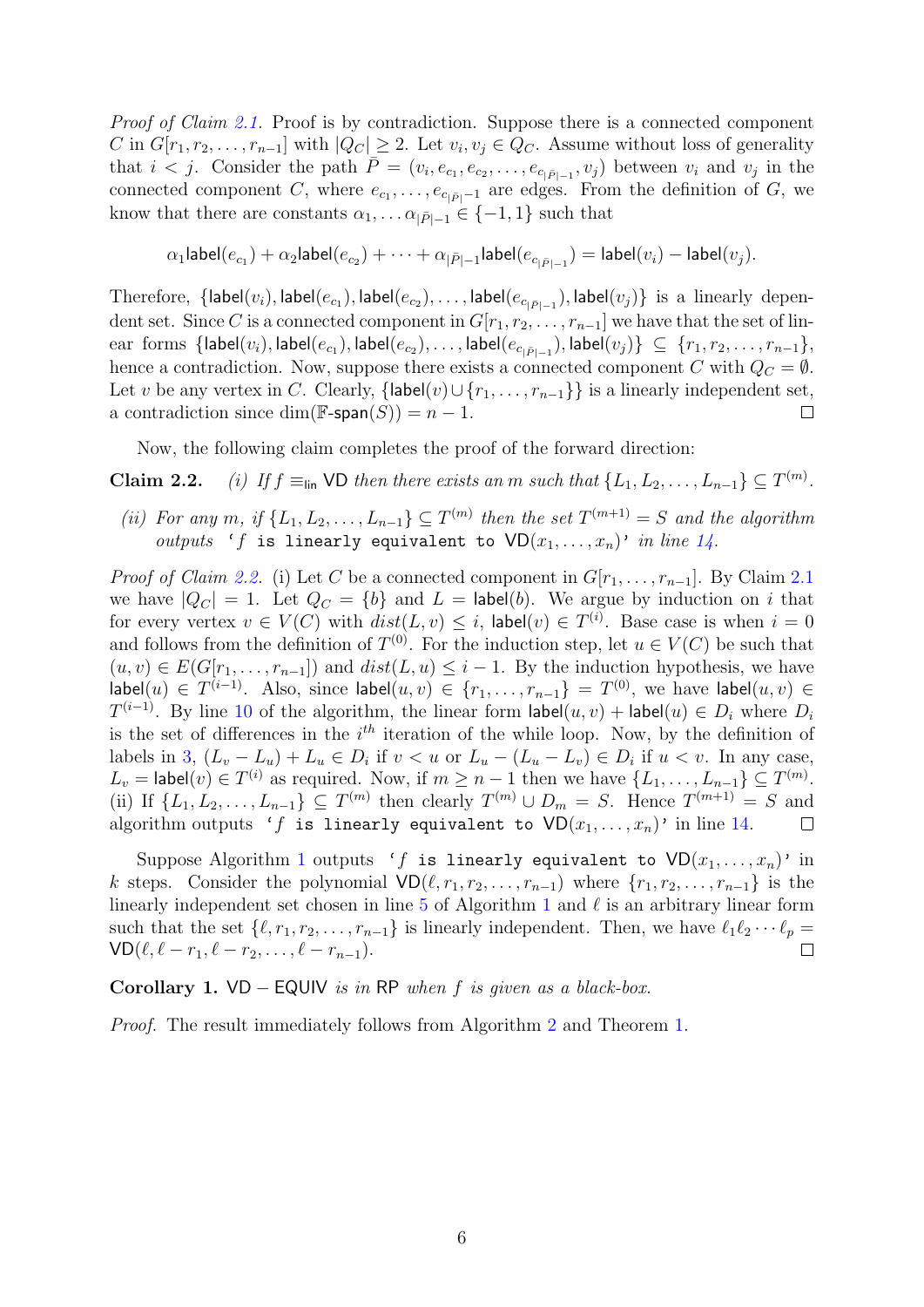*Proof of Claim 2.1.* Proof is by contradiction. Suppose there is a connected component $C$ in $G[r_1, r_2, \ldots, r_{n-1}]$ with $|Q_C| \geq 2$. Let $v_i, v_j \in Q_C$. Assume without loss of generality that $i < j$. Consider the path $\bar{P} = (v_i, e_{c_1}, e_{c_2}, \ldots, e_{c_{|\bar{P}|-1}}, v_j)$ between $v_i$ and $v_j$ in the connected component $C$, where $e_{c_1}, \ldots, e_{c_{|\bar{P}|-1}}$ are edges. From the definition of $G$, we know that there are constants $\alpha_1, \ldots \alpha_{|\bar{P}|-1} \in \{-1, 1\}$ such that

$$\alpha_1 \mathsf{label}(e_{c_1}) + \alpha_2 \mathsf{label}(e_{c_2}) + \cdots + \alpha_{|\bar{P}|-1} \mathsf{label}(e_{c_{|\bar{P}|-1}}) = \mathsf{label}(v_i) - \mathsf{label}(v_j).$$

Therefore, $\{\mathsf{label}(v_i), \mathsf{label}(e_{c_1}), \mathsf{label}(e_{c_2}), \ldots, \mathsf{label}(e_{c_{|\bar{P}|-1}}), \mathsf{label}(v_j)\}$ is a linearly dependent set. Since $C$ is a connected component in $G[r_1, r_2, \ldots, r_{n-1}]$ we have that the set of linear forms $\{\mathsf{label}(v_i), \mathsf{label}(e_{c_1}), \mathsf{label}(e_{c_2}), \ldots, \mathsf{label}(e_{c_{|\bar{P}|-1}}), \mathsf{label}(v_j)\} \subseteq \{r_1, r_2, \ldots, r_{n-1}\}$, hence a contradiction. Now, suppose there exists a connected component $C$ with $Q_C = \emptyset$. Let $v$ be any vertex in $C$. Clearly, $\{\mathsf{label}(v) \cup \{r_1, \ldots, r_{n-1}\}\}$ is a linearly independent set, a contradiction since $\dim(\mathbb{F}\text{-}\mathsf{span}(S)) = n - 1$. $\square$

Now, the following claim completes the proof of the forward direction:

**Claim 2.2.** *(i) If $f \equiv_{\mathsf{lin}} \mathsf{VD}$ then there exists an $m$ such that $\{L_1, L_2, \ldots, L_{n-1}\} \subseteq T^{(m)}$.*

*(ii) For any $m$, if $\{L_1, L_2, \ldots, L_{n-1}\} \subseteq T^{(m)}$ then the set $T^{(m+1)} = S$ and the algorithm outputs* '`f is linearly equivalent to VD(x1,...,xn)`' *in line 14.*

*Proof of Claim 2.2.* (i) Let $C$ be a connected component in $G[r_1, \ldots, r_{n-1}]$. By Claim 2.1 we have $|Q_C| = 1$. Let $Q_C = \{b\}$ and $L = \mathsf{label}(b)$. We argue by induction on $i$ that for every vertex $v \in V(C)$ with $dist(L, v) \leq i$, $\mathsf{label}(v) \in T^{(i)}$. Base case is when $i = 0$ and follows from the definition of $T^{(0)}$. For the induction step, let $u \in V(C)$ be such that $(u, v) \in E(G[r_1, \ldots, r_{n-1}])$ and $dist(L, u) \leq i - 1$. By the induction hypothesis, we have $\mathsf{label}(u) \in T^{(i-1)}$. Also, since $\mathsf{label}(u, v) \in \{r_1, \ldots, r_{n-1}\} = T^{(0)}$, we have $\mathsf{label}(u, v) \in T^{(i-1)}$. By line 10 of the algorithm, the linear form $\mathsf{label}(u, v) + \mathsf{label}(u) \in D_i$ where $D_i$ is the set of differences in the $i^{th}$ iteration of the while loop. Now, by the definition of labels in 3, $(L_v - L_u) + L_u \in D_i$ if $v < u$ or $L_u - (L_u - L_v) \in D_i$ if $u < v$. In any case, $L_v = \mathsf{label}(v) \in T^{(i)}$ as required. Now, if $m \geq n - 1$ then we have $\{L_1, \ldots, L_{n-1}\} \subseteq T^{(m)}$.
(ii) If $\{L_1, L_2, \ldots, L_{n-1}\} \subseteq T^{(m)}$ then clearly $T^{(m)} \cup D_m = S$. Hence $T^{(m+1)} = S$ and algorithm outputs '`f is linearly equivalent to VD(x1,...,xn)`' in line 14. $\square$

Suppose Algorithm 1 outputs '`f is linearly equivalent to VD(x1,...,xn)`' in $k$ steps. Consider the polynomial $\mathsf{VD}(\ell, r_1, r_2, \ldots, r_{n-1})$ where $\{r_1, r_2, \ldots, r_{n-1}\}$ is the linearly independent set chosen in line 5 of Algorithm 1 and $\ell$ is an arbitrary linear form such that the set $\{\ell, r_1, r_2, \ldots, r_{n-1}\}$ is linearly independent. Then, we have $\ell_1 \ell_2 \cdots \ell_p = \mathsf{VD}(\ell, \ell - r_1, \ell - r_2, \ldots, \ell - r_{n-1})$. $\square$

**Corollary 1.** $\mathsf{VD} - \mathsf{EQUIV}$ *is in* $\mathsf{RP}$ *when $f$ is given as a black-box.*

*Proof.* The result immediately follows from Algorithm 2 and Theorem 1.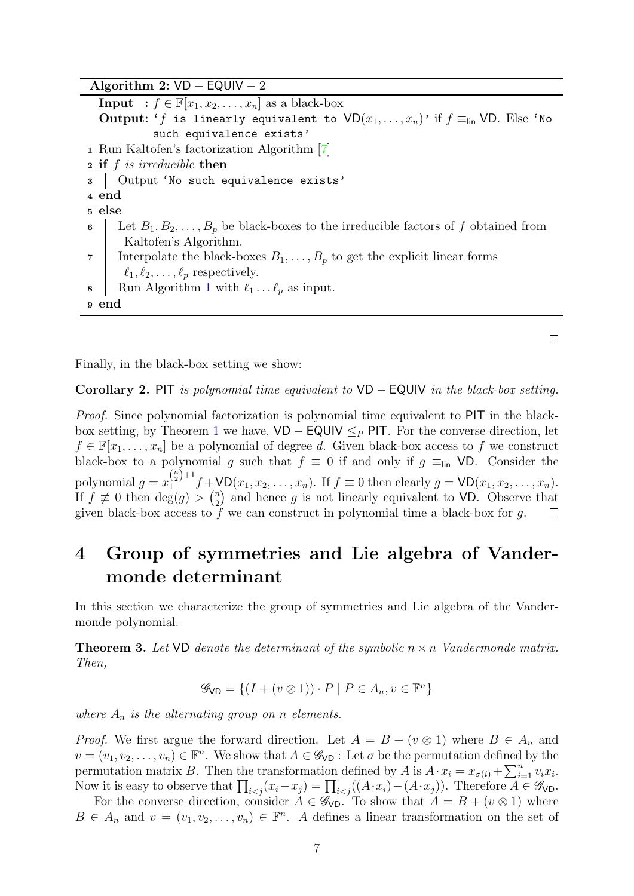**Algorithm 2:** $\mathsf{VD}-\mathsf{EQUIV}-2$

```
  Input  : f ∈ F[x_1, x_2, ..., x_n] as a black-box
  Output: 'f is linearly equivalent to VD(x_1,...,x_n)' if f ≡_lin VD. Else 'No
           such equivalence exists'
1 Run Kaltofen's factorization Algorithm [7]
2 if f is irreducible then
3 |  Output 'No such equivalence exists'
4 end
5 else
6 |  Let B_1, B_2, ..., B_p be black-boxes to the irreducible factors of f obtained from
   |    Kaltofen's Algorithm.
7 |  Interpolate the black-boxes B_1, ..., B_p to get the explicit linear forms
   |    ℓ_1, ℓ_2, ..., ℓ_p respectively.
8 |  Run Algorithm 1 with ℓ_1 ... ℓ_p as input.
9 end
```

□

Finally, in the black-box setting we show:

**Corollary 2.** *$\mathsf{PIT}$ is polynomial time equivalent to $\mathsf{VD}-\mathsf{EQUIV}$ in the black-box setting.*

*Proof.* Since polynomial factorization is polynomial time equivalent to $\mathsf{PIT}$ in the black-box setting, by Theorem 1 we have, $\mathsf{VD}-\mathsf{EQUIV} \leq_P \mathsf{PIT}$. For the converse direction, let $f \in \mathbb{F}[x_1, \ldots, x_n]$ be a polynomial of degree $d$. Given black-box access to $f$ we construct black-box to a polynomial $g$ such that $f \equiv 0$ if and only if $g \equiv_{\mathsf{lin}} \mathsf{VD}$. Consider the polynomial $g = x_1^{\binom{n}{2}+1} f + \mathsf{VD}(x_1, x_2, \ldots, x_n)$. If $f \equiv 0$ then clearly $g = \mathsf{VD}(x_1, x_2, \ldots, x_n)$. If $f \not\equiv 0$ then $\deg(g) > \binom{n}{2}$ and hence $g$ is not linearly equivalent to $\mathsf{VD}$. Observe that given black-box access to $f$ we can construct in polynomial time a black-box for $g$. □

# 4 Group of symmetries and Lie algebra of Vandermonde determinant

In this section we characterize the group of symmetries and Lie algebra of the Vandermonde polynomial.

**Theorem 3.** *Let $\mathsf{VD}$ denote the determinant of the symbolic $n \times n$ Vandermonde matrix. Then,*

$$\mathscr{G}_{\mathsf{VD}} = \{(I + (v \otimes 1)) \cdot P \mid P \in A_n, v \in \mathbb{F}^n\}$$

*where $A_n$ is the alternating group on $n$ elements.*

*Proof.* We first argue the forward direction. Let $A = B + (v \otimes 1)$ where $B \in A_n$ and $v = (v_1, v_2, \ldots, v_n) \in \mathbb{F}^n$. We show that $A \in \mathscr{G}_{\mathsf{VD}}$ : Let $\sigma$ be the permutation defined by the permutation matrix $B$. Then the transformation defined by $A$ is $A \cdot x_i = x_{\sigma(i)} + \sum_{i=1}^{n} v_i x_i$. Now it is easy to observe that $\prod_{i<j}(x_i - x_j) = \prod_{i<j}((A \cdot x_i) - (A \cdot x_j))$. Therefore $A \in \mathscr{G}_{\mathsf{VD}}$.

For the converse direction, consider $A \in \mathscr{G}_{\mathsf{VD}}$. To show that $A = B + (v \otimes 1)$ where $B \in A_n$ and $v = (v_1, v_2, \ldots, v_n) \in \mathbb{F}^n$. $A$ defines a linear transformation on the set of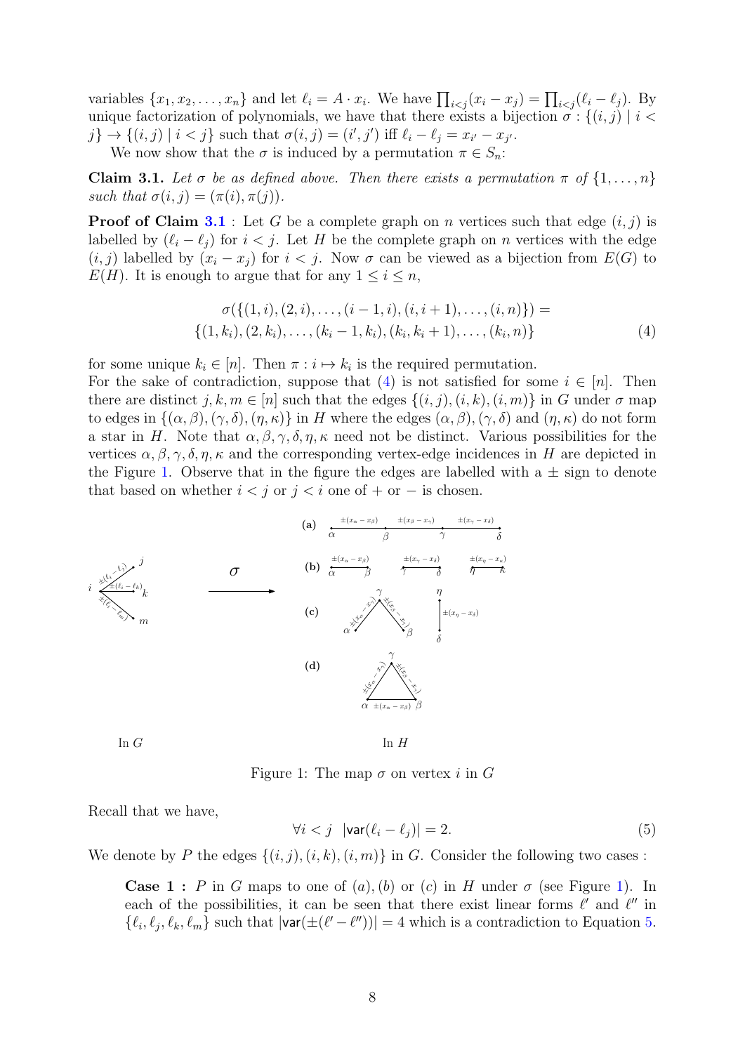variables $\{x_1, x_2, \ldots, x_n\}$ and let $\ell_i = A \cdot x_i$. We have $\prod_{i<j}(x_i - x_j) = \prod_{i<j}(\ell_i - \ell_j)$. By unique factorization of polynomials, we have that there exists a bijection $\sigma : \{(i,j) \mid i < j\} \to \{(i,j) \mid i < j\}$ such that $\sigma(i,j) = (i',j')$ iff $\ell_i - \ell_j = x_{i'} - x_{j'}$.

We now show that the $\sigma$ is induced by a permutation $\pi \in S_n$:

**Claim 3.1.** *Let $\sigma$ be as defined above. Then there exists a permutation $\pi$ of $\{1, \ldots, n\}$ such that $\sigma(i,j) = (\pi(i), \pi(j))$.*

**Proof of Claim 3.1** : Let $G$ be a complete graph on $n$ vertices such that edge $(i,j)$ is labelled by $(\ell_i - \ell_j)$ for $i < j$. Let $H$ be the complete graph on $n$ vertices with the edge $(i,j)$ labelled by $(x_i - x_j)$ for $i < j$. Now $\sigma$ can be viewed as a bijection from $E(G)$ to $E(H)$. It is enough to argue that for any $1 \leq i \leq n$,

$$\sigma(\{(1,i),(2,i),\ldots,(i-1,i),(i,i+1),\ldots,(i,n)\}) = \{(1,k_i),(2,k_i),\ldots,(k_i-1,k_i),(k_i,k_i+1),\ldots,(k_i,n)\} \tag{4}$$

for some unique $k_i \in [n]$. Then $\pi : i \mapsto k_i$ is the required permutation.

For the sake of contradiction, suppose that (4) is not satisfied for some $i \in [n]$. Then there are distinct $j,k,m \in [n]$ such that the edges $\{(i,j),(i,k),(i,m)\}$ in $G$ under $\sigma$ map to edges in $\{(\alpha,\beta),(\gamma,\delta),(\eta,\kappa)\}$ in $H$ where the edges $(\alpha,\beta),(\gamma,\delta)$ and $(\eta,\kappa)$ do not form a star in $H$. Note that $\alpha,\beta,\gamma,\delta,\eta,\kappa$ need not be distinct. Various possibilities for the vertices $\alpha,\beta,\gamma,\delta,\eta,\kappa$ and the corresponding vertex-edge incidences in $H$ are depicted in the Figure 1. Observe that in the figure the edges are labelled with a $\pm$ sign to denote that based on whether $i < j$ or $j < i$ one of $+$ or $-$ is chosen.

Figure 1: The map $\sigma$ on vertex $i$ in $G$

Recall that we have,

$$\forall i < j \quad |\mathsf{var}(\ell_i - \ell_j)| = 2. \tag{5}$$

We denote by $P$ the edges $\{(i,j),(i,k),(i,m)\}$ in $G$. Consider the following two cases :

**Case 1 :** $P$ in $G$ maps to one of $(a),(b)$ or $(c)$ in $H$ under $\sigma$ (see Figure 1). In each of the possibilities, it can be seen that there exist linear forms $\ell'$ and $\ell''$ in $\{\ell_i, \ell_j, \ell_k, \ell_m\}$ such that $|\mathsf{var}(\pm(\ell' - \ell''))| = 4$ which is a contradiction to Equation 5.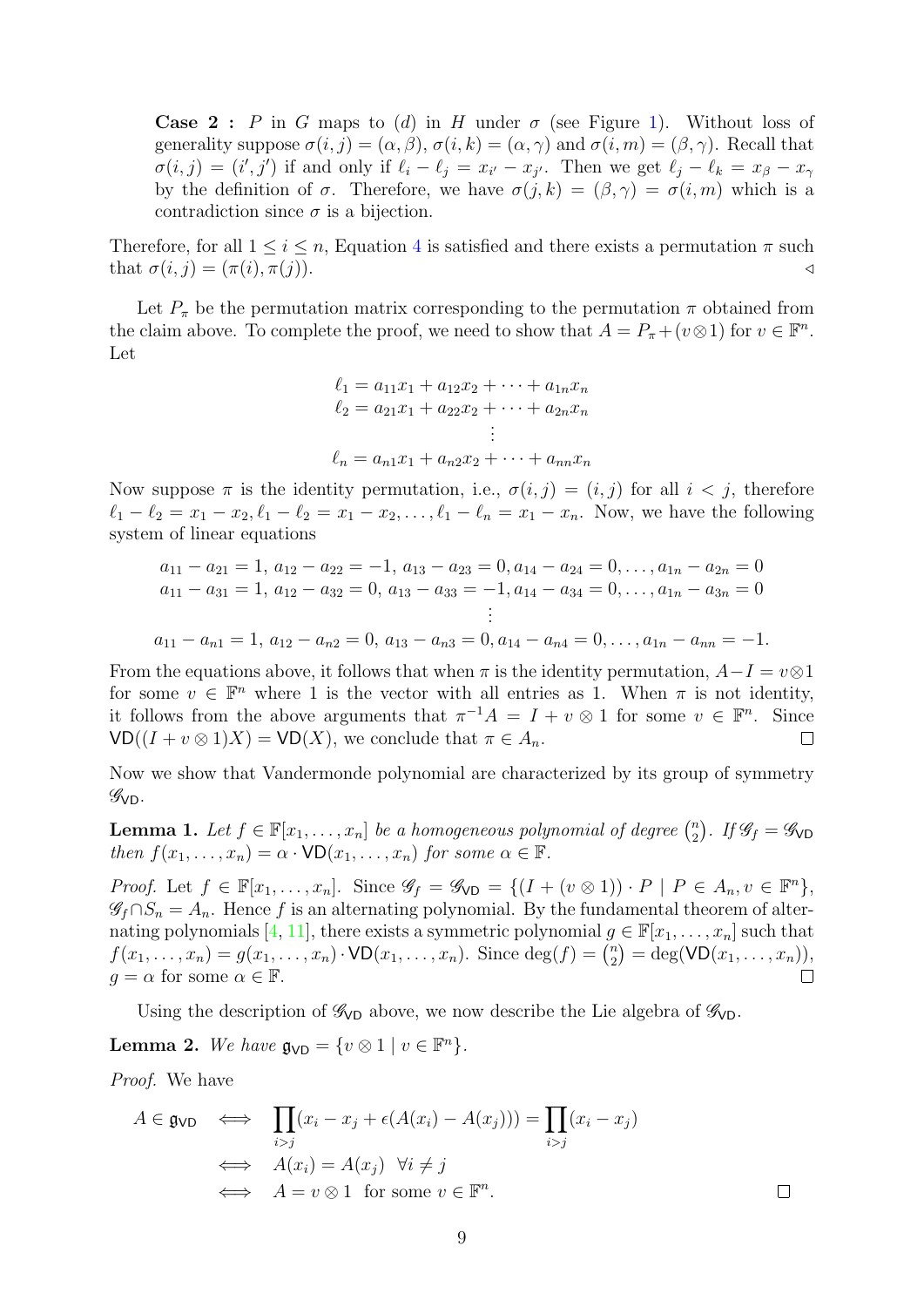**Case 2 :** $P$ in $G$ maps to (d) in $H$ under $\sigma$ (see Figure 1). Without loss of generality suppose $\sigma(i,j) = (\alpha, \beta)$, $\sigma(i,k) = (\alpha, \gamma)$ and $\sigma(i,m) = (\beta, \gamma)$. Recall that $\sigma(i,j) = (i', j')$ if and only if $\ell_i - \ell_j = x_{i'} - x_{j'}$. Then we get $\ell_j - \ell_k = x_\beta - x_\gamma$ by the definition of $\sigma$. Therefore, we have $\sigma(j,k) = (\beta, \gamma) = \sigma(i,m)$ which is a contradiction since $\sigma$ is a bijection.

Therefore, for all $1 \le i \le n$, Equation 4 is satisfied and there exists a permutation $\pi$ such that $\sigma(i,j) = (\pi(i), \pi(j))$. $\triangleleft$

Let $P_\pi$ be the permutation matrix corresponding to the permutation $\pi$ obtained from the claim above. To complete the proof, we need to show that $A = P_\pi + (v \otimes 1)$ for $v \in \mathbb{F}^n$. Let

$$
\begin{aligned}
\ell_1 &= a_{11}x_1 + a_{12}x_2 + \cdots + a_{1n}x_n \\
\ell_2 &= a_{21}x_1 + a_{22}x_2 + \cdots + a_{2n}x_n \\
&\vdots \\
\ell_n &= a_{n1}x_1 + a_{n2}x_2 + \cdots + a_{nn}x_n
\end{aligned}
$$

Now suppose $\pi$ is the identity permutation, i.e., $\sigma(i,j) = (i,j)$ for all $i < j$, therefore $\ell_1 - \ell_2 = x_1 - x_2, \ell_1 - \ell_2 = x_1 - x_2, \ldots, \ell_1 - \ell_n = x_1 - x_n$. Now, we have the following system of linear equations

$$
\begin{aligned}
&a_{11} - a_{21} = 1,\ a_{12} - a_{22} = -1,\ a_{13} - a_{23} = 0, a_{14} - a_{24} = 0, \ldots, a_{1n} - a_{2n} = 0 \\
&a_{11} - a_{31} = 1,\ a_{12} - a_{32} = 0,\ a_{13} - a_{33} = -1, a_{14} - a_{34} = 0, \ldots, a_{1n} - a_{3n} = 0 \\
&\vdots \\
&a_{11} - a_{n1} = 1,\ a_{12} - a_{n2} = 0,\ a_{13} - a_{n3} = 0, a_{14} - a_{n4} = 0, \ldots, a_{1n} - a_{nn} = -1.
\end{aligned}
$$

From the equations above, it follows that when $\pi$ is the identity permutation, $A - I = v \otimes 1$ for some $v \in \mathbb{F}^n$ where 1 is the vector with all entries as 1. When $\pi$ is not identity, it follows from the above arguments that $\pi^{-1}A = I + v \otimes 1$ for some $v \in \mathbb{F}^n$. Since $\mathsf{VD}((I + v \otimes 1)X) = \mathsf{VD}(X)$, we conclude that $\pi \in A_n$. $\square$

Now we show that Vandermonde polynomial are characterized by its group of symmetry $\mathscr{G}_{\mathsf{VD}}$.

**Lemma 1.** *Let $f \in \mathbb{F}[x_1, \ldots, x_n]$ be a homogeneous polynomial of degree $\binom{n}{2}$. If $\mathscr{G}_f = \mathscr{G}_{\mathsf{VD}}$ then $f(x_1, \ldots, x_n) = \alpha \cdot \mathsf{VD}(x_1, \ldots, x_n)$ for some $\alpha \in \mathbb{F}$.*

*Proof.* Let $f \in \mathbb{F}[x_1, \ldots, x_n]$. Since $\mathscr{G}_f = \mathscr{G}_{\mathsf{VD}} = \{(I + (v \otimes 1)) \cdot P \mid P \in A_n, v \in \mathbb{F}^n\}$, $\mathscr{G}_f \cap S_n = A_n$. Hence $f$ is an alternating polynomial. By the fundamental theorem of alternating polynomials [4, 11], there exists a symmetric polynomial $g \in \mathbb{F}[x_1, \ldots, x_n]$ such that $f(x_1, \ldots, x_n) = g(x_1, \ldots, x_n) \cdot \mathsf{VD}(x_1, \ldots, x_n)$. Since $\deg(f) = \binom{n}{2} = \deg(\mathsf{VD}(x_1, \ldots, x_n))$, $g = \alpha$ for some $\alpha \in \mathbb{F}$. $\square$

Using the description of $\mathscr{G}_{\mathsf{VD}}$ above, we now describe the Lie algebra of $\mathscr{G}_{\mathsf{VD}}$.

**Lemma 2.** *We have $\mathfrak{g}_{\mathsf{VD}} = \{v \otimes 1 \mid v \in \mathbb{F}^n\}$.*

*Proof.* We have

$$
\begin{aligned}
A \in \mathfrak{g}_{\mathsf{VD}} \quad &\iff \quad \prod_{i>j}(x_i - x_j + \epsilon(A(x_i) - A(x_j))) = \prod_{i>j}(x_i - x_j) \\
&\iff \quad A(x_i) = A(x_j) \ \ \forall i \neq j \\
&\iff \quad A = v \otimes 1 \ \text{ for some } v \in \mathbb{F}^n.
\end{aligned}
$$

$\square$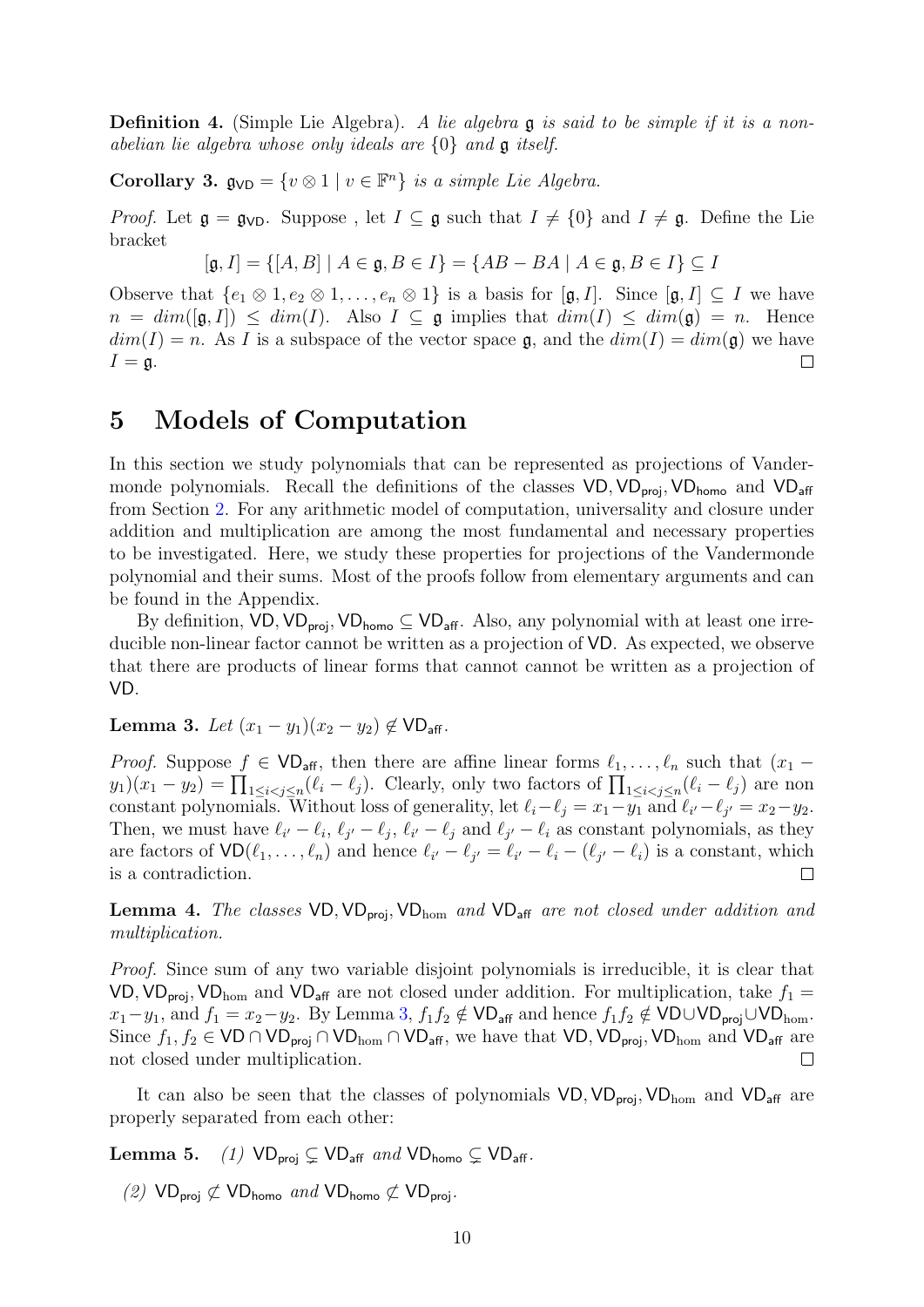**Definition 4.** (Simple Lie Algebra). *A lie algebra $\mathfrak{g}$ is said to be simple if it is a non-abelian lie algebra whose only ideals are $\{0\}$ and $\mathfrak{g}$ itself.*

**Corollary 3.** *$\mathfrak{g}_{\mathsf{VD}} = \{v \otimes 1 \mid v \in \mathbb{F}^n\}$ is a simple Lie Algebra.*

*Proof.* Let $\mathfrak{g} = \mathfrak{g}_{\mathsf{VD}}$. Suppose , let $I \subseteq \mathfrak{g}$ such that $I \neq \{0\}$ and $I \neq \mathfrak{g}$. Define the Lie bracket

$$[\mathfrak{g}, I] = \{[A, B] \mid A \in \mathfrak{g}, B \in I\} = \{AB - BA \mid A \in \mathfrak{g}, B \in I\} \subseteq I$$

Observe that $\{e_1 \otimes 1, e_2 \otimes 1, \ldots, e_n \otimes 1\}$ is a basis for $[\mathfrak{g}, I]$. Since $[\mathfrak{g}, I] \subseteq I$ we have $n = dim([\mathfrak{g}, I]) \leq dim(I)$. Also $I \subseteq \mathfrak{g}$ implies that $dim(I) \leq dim(\mathfrak{g}) = n$. Hence $dim(I) = n$. As $I$ is a subspace of the vector space $\mathfrak{g}$, and the $dim(I) = dim(\mathfrak{g})$ we have $I = \mathfrak{g}$. $\square$

# 5 Models of Computation

In this section we study polynomials that can be represented as projections of Vandermonde polynomials. Recall the definitions of the classes $\mathsf{VD}, \mathsf{VD}_{\mathsf{proj}}, \mathsf{VD}_{\mathsf{homo}}$ and $\mathsf{VD}_{\mathsf{aff}}$ from Section 2. For any arithmetic model of computation, universality and closure under addition and multiplication are among the most fundamental and necessary properties to be investigated. Here, we study these properties for projections of the Vandermonde polynomial and their sums. Most of the proofs follow from elementary arguments and can be found in the Appendix.

By definition, $\mathsf{VD}, \mathsf{VD}_{\mathsf{proj}}, \mathsf{VD}_{\mathsf{homo}} \subseteq \mathsf{VD}_{\mathsf{aff}}$. Also, any polynomial with at least one irreducible non-linear factor cannot be written as a projection of $\mathsf{VD}$. As expected, we observe that there are products of linear forms that cannot cannot be written as a projection of $\mathsf{VD}$.

**Lemma 3.** *Let $(x_1 - y_1)(x_2 - y_2) \notin \mathsf{VD}_{\mathsf{aff}}$.*

*Proof.* Suppose $f \in \mathsf{VD}_{\mathsf{aff}}$, then there are affine linear forms $\ell_1, \ldots, \ell_n$ such that $(x_1 - y_1)(x_1 - y_2) = \prod_{1 \leq i < j \leq n}(\ell_i - \ell_j)$. Clearly, only two factors of $\prod_{1 \leq i < j \leq n}(\ell_i - \ell_j)$ are non constant polynomials. Without loss of generality, let $\ell_i - \ell_j = x_1 - y_1$ and $\ell_{i'} - \ell_{j'} = x_2 - y_2$. Then, we must have $\ell_{i'} - \ell_i$, $\ell_{j'} - \ell_j$, $\ell_{i'} - \ell_j$ and $\ell_{j'} - \ell_i$ as constant polynomials, as they are factors of $\mathsf{VD}(\ell_1, \ldots, \ell_n)$ and hence $\ell_{i'} - \ell_{j'} = \ell_{i'} - \ell_i - (\ell_{j'} - \ell_i)$ is a constant, which is a contradiction. $\square$

**Lemma 4.** *The classes $\mathsf{VD}, \mathsf{VD}_{\mathsf{proj}}, \mathsf{VD}_{\mathrm{hom}}$ and $\mathsf{VD}_{\mathsf{aff}}$ are not closed under addition and multiplication.*

*Proof.* Since sum of any two variable disjoint polynomials is irreducible, it is clear that $\mathsf{VD}, \mathsf{VD}_{\mathsf{proj}}, \mathsf{VD}_{\mathrm{hom}}$ and $\mathsf{VD}_{\mathsf{aff}}$ are not closed under addition. For multiplication, take $f_1 = x_1 - y_1$, and $f_1 = x_2 - y_2$. By Lemma 3, $f_1 f_2 \notin \mathsf{VD}_{\mathsf{aff}}$ and hence $f_1 f_2 \notin \mathsf{VD} \cup \mathsf{VD}_{\mathsf{proj}} \cup \mathsf{VD}_{\mathrm{hom}}$. Since $f_1, f_2 \in \mathsf{VD} \cap \mathsf{VD}_{\mathsf{proj}} \cap \mathsf{VD}_{\mathrm{hom}} \cap \mathsf{VD}_{\mathsf{aff}}$, we have that $\mathsf{VD}, \mathsf{VD}_{\mathsf{proj}}, \mathsf{VD}_{\mathrm{hom}}$ and $\mathsf{VD}_{\mathsf{aff}}$ are not closed under multiplication. $\square$

It can also be seen that the classes of polynomials $\mathsf{VD}, \mathsf{VD}_{\mathsf{proj}}, \mathsf{VD}_{\mathrm{hom}}$ and $\mathsf{VD}_{\mathsf{aff}}$ are properly separated from each other:

**Lemma 5.** *(1) $\mathsf{VD}_{\mathsf{proj}} \subsetneq \mathsf{VD}_{\mathsf{aff}}$ and $\mathsf{VD}_{\mathsf{homo}} \subsetneq \mathsf{VD}_{\mathsf{aff}}$.*

*(2) $\mathsf{VD}_{\mathsf{proj}} \not\subset \mathsf{VD}_{\mathsf{homo}}$ and $\mathsf{VD}_{\mathsf{homo}} \not\subset \mathsf{VD}_{\mathsf{proj}}$.*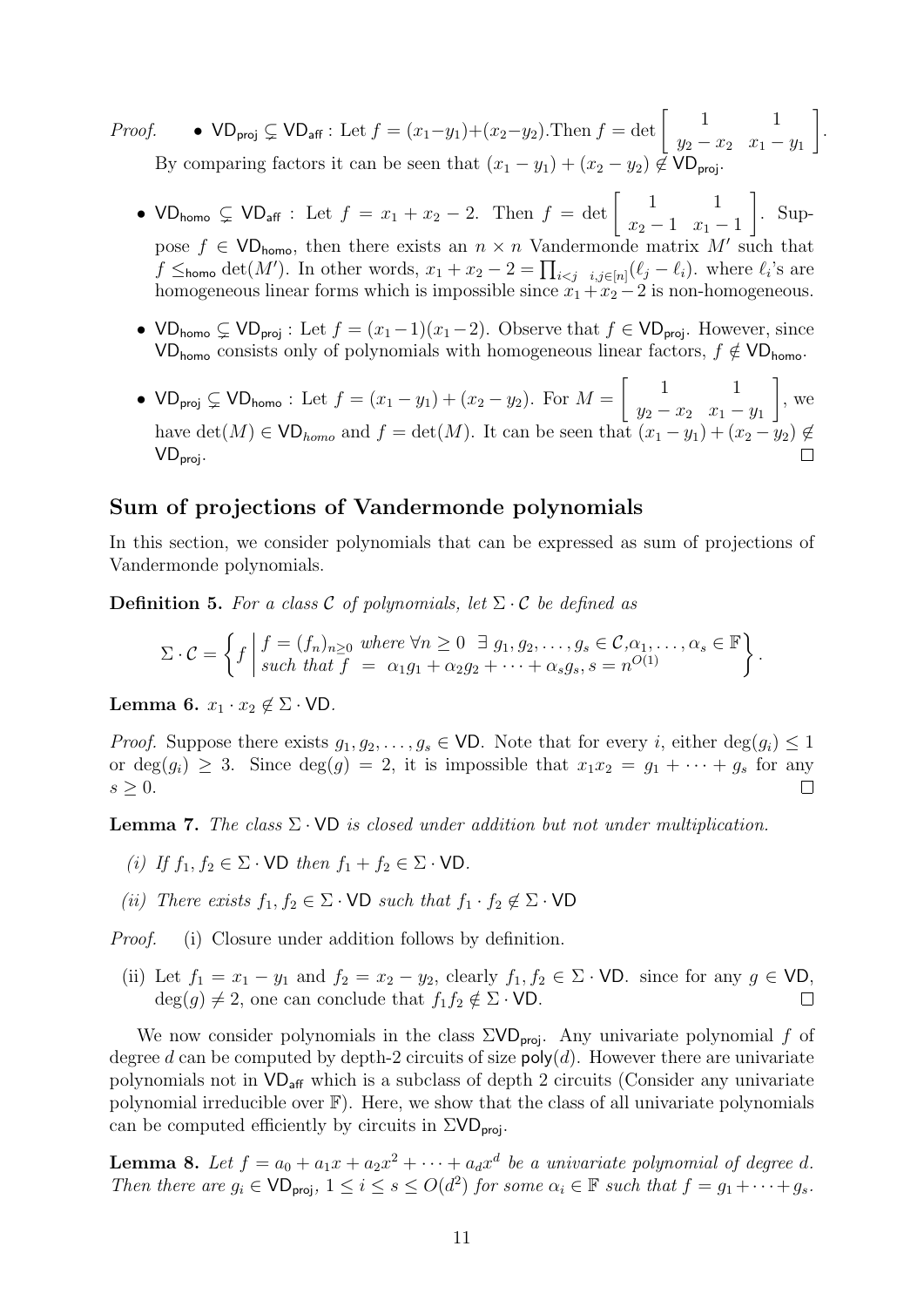*Proof.*

- $\mathsf{VD_{proj}} \subsetneq \mathsf{VD_{aff}}$ : Let $f = (x_1 - y_1) + (x_2 - y_2)$.Then $f = \det \begin{bmatrix} 1 & 1 \\ y_2 - x_2 & x_1 - y_1 \end{bmatrix}$. By comparing factors it can be seen that $(x_1 - y_1) + (x_2 - y_2) \notin \mathsf{VD_{proj}}$.

- $\mathsf{VD_{homo}} \subsetneq \mathsf{VD_{aff}}$ : Let $f = x_1 + x_2 - 2$. Then $f = \det \begin{bmatrix} 1 & 1 \\ x_2 - 1 & x_1 - 1 \end{bmatrix}$. Suppose $f \in \mathsf{VD_{homo}}$, then there exists an $n \times n$ Vandermonde matrix $M'$ such that $f \leq_{\mathsf{homo}} \det(M')$. In other words, $x_1 + x_2 - 2 = \prod_{i<j \ \ i,j \in [n]} (\ell_j - \ell_i)$. where $\ell_i$'s are homogeneous linear forms which is impossible since $x_1 + x_2 - 2$ is non-homogeneous.

- $\mathsf{VD_{homo}} \subsetneq \mathsf{VD_{proj}}$ : Let $f = (x_1 - 1)(x_1 - 2)$. Observe that $f \in \mathsf{VD_{proj}}$. However, since $\mathsf{VD_{homo}}$ consists only of polynomials with homogeneous linear factors, $f \notin \mathsf{VD_{homo}}$.

- $\mathsf{VD_{proj}} \subsetneq \mathsf{VD_{homo}}$ : Let $f = (x_1 - y_1) + (x_2 - y_2)$. For $M = \begin{bmatrix} 1 & 1 \\ y_2 - x_2 & x_1 - y_1 \end{bmatrix}$, we have $\det(M) \in \mathsf{VD}_{homo}$ and $f = \det(M)$. It can be seen that $(x_1 - y_1) + (x_2 - y_2) \notin \mathsf{VD_{proj}}$. □

## Sum of projections of Vandermonde polynomials

In this section, we consider polynomials that can be expressed as sum of projections of Vandermonde polynomials.

**Definition 5.** *For a class $\mathcal{C}$ of polynomials, let $\Sigma \cdot \mathcal{C}$ be defined as*

$$\Sigma \cdot \mathcal{C} = \left\{ f \;\middle|\; \begin{array}{l} f = (f_n)_{n \geq 0} \text{ where } \forall n \geq 0 \;\; \exists \; g_1, g_2, \ldots, g_s \in \mathcal{C}, \alpha_1, \ldots, \alpha_s \in \mathbb{F} \\ \text{such that } f \;=\; \alpha_1 g_1 + \alpha_2 g_2 + \cdots + \alpha_s g_s, s = n^{O(1)} \end{array} \right\}.$$

**Lemma 6.** *$x_1 \cdot x_2 \notin \Sigma \cdot \mathsf{VD}$.*

*Proof.* Suppose there exists $g_1, g_2, \ldots, g_s \in \mathsf{VD}$. Note that for every $i$, either $\deg(g_i) \leq 1$ or $\deg(g_i) \geq 3$. Since $\deg(g) = 2$, it is impossible that $x_1 x_2 = g_1 + \cdots + g_s$ for any $s \geq 0$. □

**Lemma 7.** *The class $\Sigma \cdot \mathsf{VD}$ is closed under addition but not under multiplication.*

*(i) If $f_1, f_2 \in \Sigma \cdot \mathsf{VD}$ then $f_1 + f_2 \in \Sigma \cdot \mathsf{VD}$.*

*(ii) There exists $f_1, f_2 \in \Sigma \cdot \mathsf{VD}$ such that $f_1 \cdot f_2 \notin \Sigma \cdot \mathsf{VD}$*

*Proof.* (i) Closure under addition follows by definition.

(ii) Let $f_1 = x_1 - y_1$ and $f_2 = x_2 - y_2$, clearly $f_1, f_2 \in \Sigma \cdot \mathsf{VD}$. since for any $g \in \mathsf{VD}$, $\deg(g) \neq 2$, one can conclude that $f_1 f_2 \notin \Sigma \cdot \mathsf{VD}$. □

We now consider polynomials in the class $\Sigma\mathsf{VD_{proj}}$. Any univariate polynomial $f$ of degree $d$ can be computed by depth-2 circuits of size $\mathsf{poly}(d)$. However there are univariate polynomials not in $\mathsf{VD_{aff}}$ which is a subclass of depth 2 circuits (Consider any univariate polynomial irreducible over $\mathbb{F}$). Here, we show that the class of all univariate polynomials can be computed efficiently by circuits in $\Sigma\mathsf{VD_{proj}}$.

**Lemma 8.** *Let $f = a_0 + a_1 x + a_2 x^2 + \cdots + a_d x^d$ be a univariate polynomial of degree $d$. Then there are $g_i \in \mathsf{VD_{proj}}$, $1 \leq i \leq s \leq O(d^2)$ for some $\alpha_i \in \mathbb{F}$ such that $f = g_1 + \cdots + g_s$.*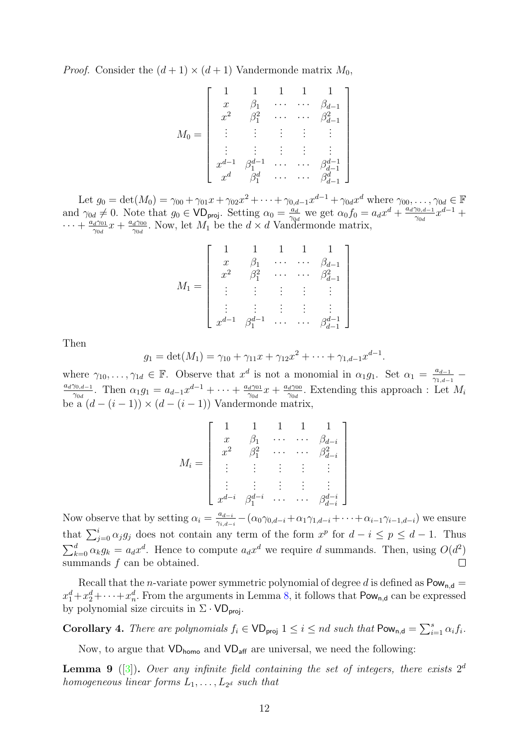*Proof.* Consider the $(d+1) \times (d+1)$ Vandermonde matrix $M_0$,

$$M_0 = \begin{bmatrix} 1 & 1 & 1 & 1 & 1 \\ x & \beta_1 & \cdots & \cdots & \beta_{d-1} \\ x^2 & \beta_1^2 & \cdots & \cdots & \beta_{d-1}^2 \\ \vdots & \vdots & \vdots & \vdots & \vdots \\ \vdots & \vdots & \vdots & \vdots & \vdots \\ x^{d-1} & \beta_1^{d-1} & \cdots & \cdots & \beta_{d-1}^{d-1} \\ x^d & \beta_1^d & \cdots & \cdots & \beta_{d-1}^d \end{bmatrix}$$

Let $g_0 = \det(M_0) = \gamma_{00} + \gamma_{01}x + \gamma_{02}x^2 + \cdots + \gamma_{0,d-1}x^{d-1} + \gamma_{0d}x^d$ where $\gamma_{00}, \ldots, \gamma_{0d} \in \mathbb{F}$ and $\gamma_{0d} \neq 0$. Note that $g_0 \in \mathsf{VD_{proj}}$. Setting $\alpha_0 = \frac{a_d}{\gamma_{0d}}$ we get $\alpha_0 f_0 = a_d x^d + \frac{a_d \gamma_{0,d-1}}{\gamma_{0d}} x^{d-1} + \cdots + \frac{a_d \gamma_{01}}{\gamma_{0d}} x + \frac{a_d \gamma_{00}}{\gamma_{0d}}$. Now, let $M_1$ be the $d \times d$ Vandermonde matrix,

$$M_1 = \begin{bmatrix} 1 & 1 & 1 & 1 & 1 \\ x & \beta_1 & \cdots & \cdots & \beta_{d-1} \\ x^2 & \beta_1^2 & \cdots & \cdots & \beta_{d-1}^2 \\ \vdots & \vdots & \vdots & \vdots & \vdots \\ \vdots & \vdots & \vdots & \vdots & \vdots \\ x^{d-1} & \beta_1^{d-1} & \cdots & \cdots & \beta_{d-1}^{d-1} \end{bmatrix}$$

Then

$$g_1 = \det(M_1) = \gamma_{10} + \gamma_{11}x + \gamma_{12}x^2 + \cdots + \gamma_{1,d-1}x^{d-1}.$$

where $\gamma_{10}, \ldots, \gamma_{1d} \in \mathbb{F}$. Observe that $x^d$ is not a monomial in $\alpha_1 g_1$. Set $\alpha_1 = \frac{a_{d-1}}{\gamma_{1,d-1}} - \frac{a_d \gamma_{0,d-1}}{\gamma_{0d}}$. Then $\alpha_1 g_1 = a_{d-1}x^{d-1} + \cdots + \frac{a_d \gamma_{01}}{\gamma_{0d}} x + \frac{a_d \gamma_{00}}{\gamma_{0d}}$. Extending this approach : Let $M_i$ be a $(d-(i-1)) \times (d-(i-1))$ Vandermonde matrix,

$$M_i = \begin{bmatrix} 1 & 1 & 1 & 1 & 1 \\ x & \beta_1 & \cdots & \cdots & \beta_{d-i} \\ x^2 & \beta_1^2 & \cdots & \cdots & \beta_{d-i}^2 \\ \vdots & \vdots & \vdots & \vdots & \vdots \\ \vdots & \vdots & \vdots & \vdots & \vdots \\ x^{d-i} & \beta_1^{d-i} & \cdots & \cdots & \beta_{d-i}^{d-i} \end{bmatrix}$$

Now observe that by setting $\alpha_i = \frac{a_{d-i}}{\gamma_{i,d-i}} - (\alpha_0\gamma_{0,d-i} + \alpha_1\gamma_{1,d-i} + \cdots + \alpha_{i-1}\gamma_{i-1,d-i})$ we ensure that $\sum_{j=0}^{i} \alpha_j g_j$ does not contain any term of the form $x^p$ for $d-i \leq p \leq d-1$. Thus $\sum_{k=0}^{d} \alpha_k g_k = a_d x^d$. Hence to compute $a_d x^d$ we require $d$ summands. Then, using $O(d^2)$ summands $f$ can be obtained. $\square$

Recall that the $n$-variate power symmetric polynomial of degree $d$ is defined as $\mathsf{Pow_{n,d}} = x_1^d + x_2^d + \cdots + x_n^d$. From the arguments in Lemma 8, it follows that $\mathsf{Pow_{n,d}}$ can be expressed by polynomial size circuits in $\Sigma \cdot \mathsf{VD_{proj}}$.

**Corollary 4.** *There are polynomials $f_i \in \mathsf{VD_{proj}}$ $1 \leq i \leq nd$ such that $\mathsf{Pow_{n,d}} = \sum_{i=1}^{s} \alpha_i f_i$.*

Now, to argue that $\mathsf{VD_{homo}}$ and $\mathsf{VD_{aff}}$ are universal, we need the following:

**Lemma 9** ([3])**.** *Over any infinite field containing the set of integers, there exists $2^d$ homogeneous linear forms $L_1, \ldots, L_{2^d}$ such that*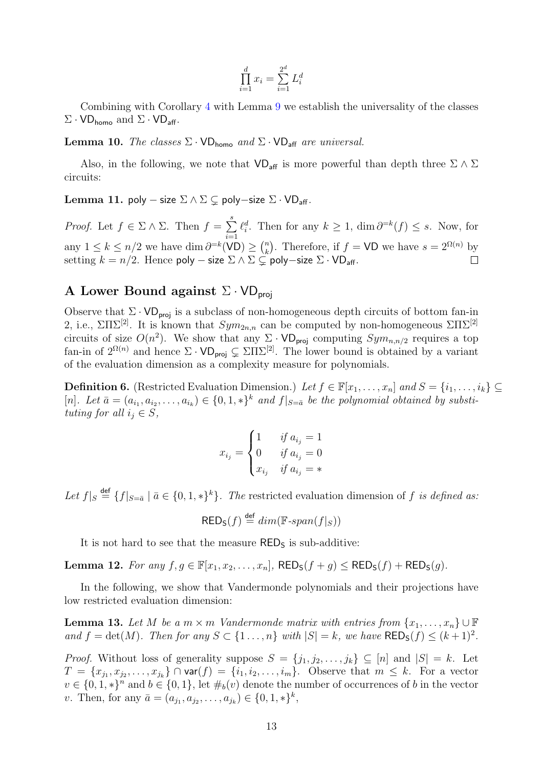$$\prod_{i=1}^{d} x_i = \sum_{i=1}^{2^d} L_i^d$$

Combining with Corollary 4 with Lemma 9 we establish the universality of the classes $\Sigma \cdot \mathsf{VD}_{\mathsf{homo}}$ and $\Sigma \cdot \mathsf{VD}_{\mathsf{aff}}$.

**Lemma 10.** *The classes $\Sigma \cdot \mathsf{VD}_{\mathsf{homo}}$ and $\Sigma \cdot \mathsf{VD}_{\mathsf{aff}}$ are universal.*

Also, in the following, we note that $\mathsf{VD}_{\mathsf{aff}}$ is more powerful than depth three $\Sigma \wedge \Sigma$ circuits:

**Lemma 11.** $\mathsf{poly-size}\ \Sigma \wedge \Sigma \subsetneq \mathsf{poly{-}size}\ \Sigma \cdot \mathsf{VD}_{\mathsf{aff}}$.

*Proof.* Let $f \in \Sigma \wedge \Sigma$. Then $f = \sum_{i=1}^{s} \ell_i^d$. Then for any $k \geq 1$, $\dim \partial^{=k}(f) \leq s$. Now, for any $1 \leq k \leq n/2$ we have $\dim \partial^{=k}(\mathsf{VD}) \geq \binom{n}{k}$. Therefore, if $f = \mathsf{VD}$ we have $s = 2^{\Omega(n)}$ by setting $k = n/2$. Hence $\mathsf{poly-size}\ \Sigma \wedge \Sigma \subsetneq \mathsf{poly{-}size}\ \Sigma \cdot \mathsf{VD}_{\mathsf{aff}}$. ◻

## A Lower Bound against $\Sigma \cdot \mathsf{VD}_{\mathsf{proj}}$

Observe that $\Sigma \cdot \mathsf{VD}_{\mathsf{proj}}$ is a subclass of non-homogeneous depth circuits of bottom fan-in 2, i.e., $\Sigma\Pi\Sigma^{[2]}$. It is known that $Sym_{2n,n}$ can be computed by non-homogeneous $\Sigma\Pi\Sigma^{[2]}$ circuits of size $O(n^2)$. We show that any $\Sigma \cdot \mathsf{VD}_{\mathsf{proj}}$ computing $Sym_{n,n/2}$ requires a top fan-in of $2^{\Omega(n)}$ and hence $\Sigma \cdot \mathsf{VD}_{\mathsf{proj}} \subsetneq \Sigma\Pi\Sigma^{[2]}$. The lower bound is obtained by a variant of the evaluation dimension as a complexity measure for polynomials.

**Definition 6.** (Restricted Evaluation Dimension.) *Let $f \in \mathbb{F}[x_1, \ldots, x_n]$ and $S = \{i_1, \ldots, i_k\} \subseteq [n]$. Let $\bar{a} = (a_{i_1}, a_{i_2}, \ldots, a_{i_k}) \in \{0, 1, *\}^k$ and $f|_{S=\bar{a}}$ be the polynomial obtained by substituting for all $i_j \in S$,*

$$x_{i_j} = \begin{cases} 1 & \text{if } a_{i_j} = 1 \\ 0 & \text{if } a_{i_j} = 0 \\ x_{i_j} & \text{if } a_{i_j} = * \end{cases}$$

*Let $f|_S \stackrel{\mathsf{def}}{=} \{f|_{S=\bar{a}} \mid \bar{a} \in \{0, 1, *\}^k\}$. The* restricted evaluation dimension *of $f$ is defined as:*

$$\mathsf{RED_S}(f) \stackrel{\mathsf{def}}{=} dim(\mathbb{F}\text{-}span(f|_S))$$

It is not hard to see that the measure $\mathsf{RED_S}$ is sub-additive:

**Lemma 12.** *For any $f, g \in \mathbb{F}[x_1, x_2, \ldots, x_n]$, $\mathsf{RED_S}(f + g) \leq \mathsf{RED_S}(f) + \mathsf{RED_S}(g)$.*

In the following, we show that Vandermonde polynomials and their projections have low restricted evaluation dimension:

**Lemma 13.** *Let $M$ be a $m \times m$ Vandermonde matrix with entries from $\{x_1, \ldots, x_n\} \cup \mathbb{F}$ and $f = \det(M)$. Then for any $S \subset \{1 \ldots, n\}$ with $|S| = k$, we have $\mathsf{RED_S}(f) \leq (k+1)^2$.*

*Proof.* Without loss of generality suppose $S = \{j_1, j_2, \ldots, j_k\} \subseteq [n]$ and $|S| = k$. Let $T = \{x_{j_1}, x_{j_2}, \ldots, x_{j_k}\} \cap \mathsf{var}(f) = \{i_1, i_2, \ldots, i_m\}$. Observe that $m \leq k$. For a vector $v \in \{0, 1, *\}^n$ and $b \in \{0, 1\}$, let $\#_b(v)$ denote the number of occurrences of $b$ in the vector $v$. Then, for any $\bar{a} = (a_{j_1}, a_{j_2}, \ldots, a_{j_k}) \in \{0, 1, *\}^k$,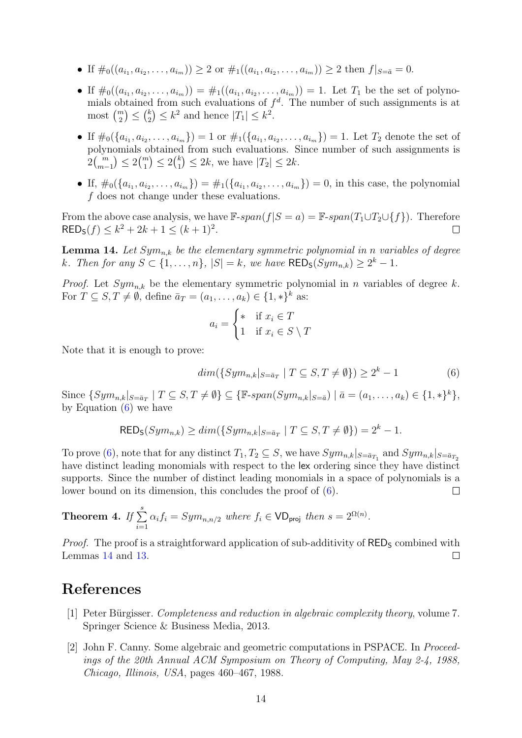- If $\#_0((a_{i_1}, a_{i_2}, \ldots, a_{i_m})) \geq 2$ or $\#_1((a_{i_1}, a_{i_2}, \ldots, a_{i_m})) \geq 2$ then $f|_{S=\bar{a}} = 0$.
- If $\#_0((a_{i_1}, a_{i_2}, \ldots, a_{i_m})) = \#_1((a_{i_1}, a_{i_2}, \ldots, a_{i_m})) = 1$. Let $T_1$ be the set of polynomials obtained from such evaluations of $f^d$. The number of such assignments is at most $\binom{m}{2} \leq \binom{k}{2} \leq k^2$ and hence $|T_1| \leq k^2$.
- If $\#_0(\{a_{i_1}, a_{i_2}, \ldots, a_{i_m}\}) = 1$ or $\#_1(\{a_{i_1}, a_{i_2}, \ldots, a_{i_m}\}) = 1$. Let $T_2$ denote the set of polynomials obtained from such evaluations. Since number of such assignments is $2\binom{m}{m-1} \leq 2\binom{m}{1} \leq 2\binom{k}{1} \leq 2k$, we have $|T_2| \leq 2k$.
- If, $\#_0(\{a_{i_1}, a_{i_2}, \ldots, a_{i_m}\}) = \#_1(\{a_{i_1}, a_{i_2}, \ldots, a_{i_m}\}) = 0$, in this case, the polynomial $f$ does not change under these evaluations.

From the above case analysis, we have $\mathbb{F}\text{-}span(f|S = a) = \mathbb{F}\text{-}span(T_1 \cup T_2 \cup \{f\})$. Therefore $\mathsf{RED_S}(f) \leq k^2 + 2k + 1 \leq (k+1)^2$. ◻

**Lemma 14.** *Let $Sym_{n,k}$ be the elementary symmetric polynomial in $n$ variables of degree $k$. Then for any $S \subset \{1, \ldots, n\}$, $|S| = k$, we have $\mathsf{RED_S}(Sym_{n,k}) \geq 2^k - 1$.*

*Proof.* Let $Sym_{n,k}$ be the elementary symmetric polynomial in $n$ variables of degree $k$. For $T \subseteq S, T \neq \emptyset$, define $\bar{a}_T = (a_1, \ldots, a_k) \in \{1, *\}^k$ as:

$$a_i = \begin{cases} * & \text{if } x_i \in T \\ 1 & \text{if } x_i \in S \setminus T \end{cases}$$

Note that it is enough to prove:

$$dim(\{Sym_{n,k}|_{S=\bar{a}_T} \mid T \subseteq S, T \neq \emptyset\}) \geq 2^k - 1 \tag{6}$$

Since $\{Sym_{n,k}|_{S=\bar{a}_T} \mid T \subseteq S, T \neq \emptyset\} \subseteq \{\mathbb{F}\text{-}span(Sym_{n,k}|_{S=\bar{a}}) \mid \bar{a} = (a_1, \ldots, a_k) \in \{1, *\}^k\}$, by Equation (6) we have

$$\mathsf{RED_S}(Sym_{n,k}) \geq dim(\{Sym_{n,k}|_{S=\bar{a}_T} \mid T \subseteq S, T \neq \emptyset\}) = 2^k - 1.$$

To prove (6), note that for any distinct $T_1, T_2 \subseteq S$, we have $Sym_{n,k}|_{S=\bar{a}_{T_1}}$ and $Sym_{n,k}|_{S=\bar{a}_{T_2}}$ have distinct leading monomials with respect to the $\mathsf{lex}$ ordering since they have distinct supports. Since the number of distinct leading monomials in a space of polynomials is a lower bound on its dimension, this concludes the proof of (6). ◻

**Theorem 4.** *If $\sum_{i=1}^{s} \alpha_i f_i = Sym_{n,n/2}$ where $f_i \in \mathsf{VD_{proj}}$ then $s = 2^{\Omega(n)}$.*

*Proof.* The proof is a straightforward application of sub-additivity of $\mathsf{RED_S}$ combined with Lemmas 14 and 13. ◻

# References

[1] Peter Bürgisser. *Completeness and reduction in algebraic complexity theory*, volume 7. Springer Science & Business Media, 2013.

[2] John F. Canny. Some algebraic and geometric computations in PSPACE. In *Proceedings of the 20th Annual ACM Symposium on Theory of Computing, May 2-4, 1988, Chicago, Illinois, USA*, pages 460–467, 1988.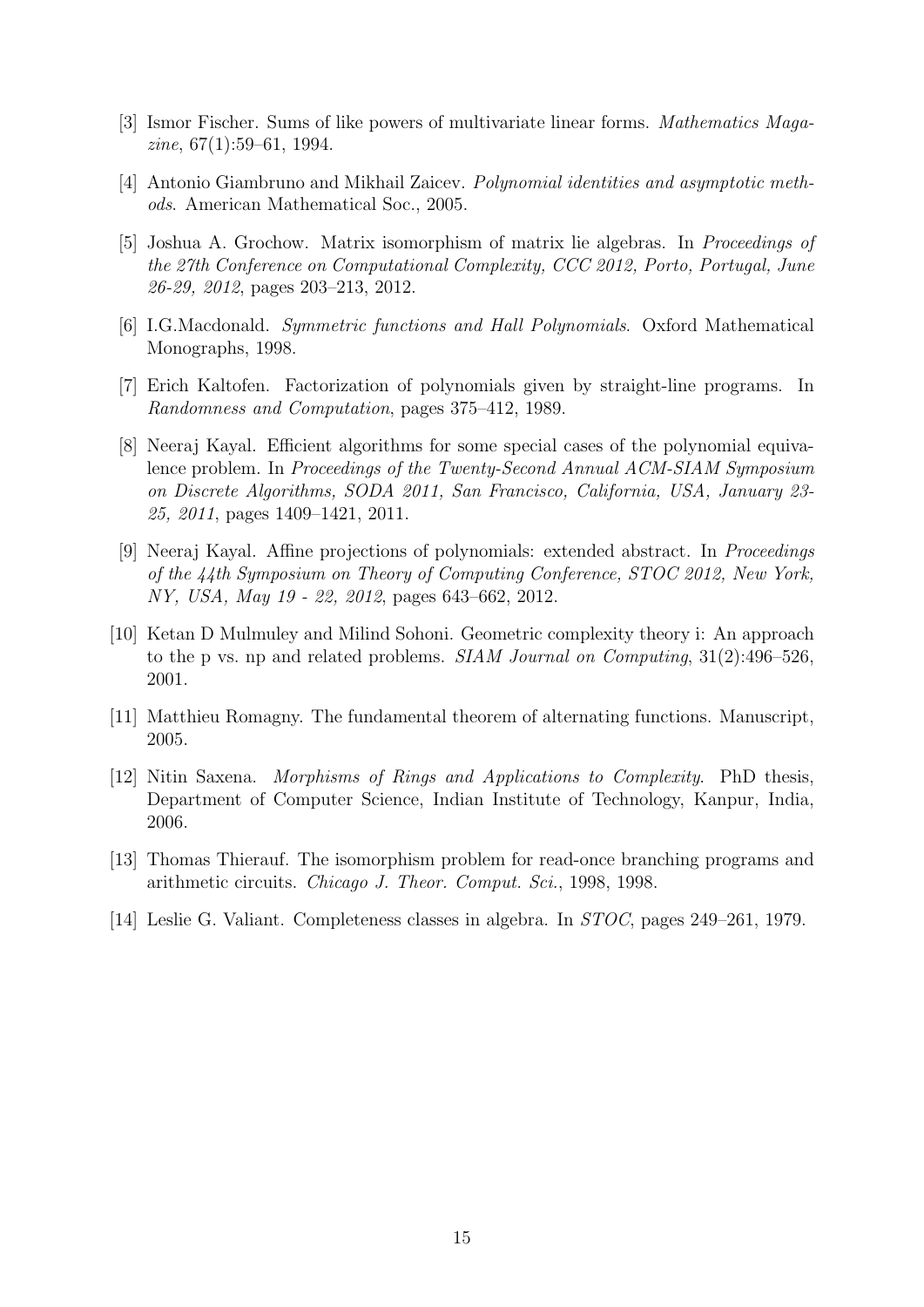[3] Ismor Fischer. Sums of like powers of multivariate linear forms. *Mathematics Magazine*, 67(1):59–61, 1994.

[4] Antonio Giambruno and Mikhail Zaicev. *Polynomial identities and asymptotic methods*. American Mathematical Soc., 2005.

[5] Joshua A. Grochow. Matrix isomorphism of matrix lie algebras. In *Proceedings of the 27th Conference on Computational Complexity, CCC 2012, Porto, Portugal, June 26-29, 2012*, pages 203–213, 2012.

[6] I.G.Macdonald. *Symmetric functions and Hall Polynomials*. Oxford Mathematical Monographs, 1998.

[7] Erich Kaltofen. Factorization of polynomials given by straight-line programs. In *Randomness and Computation*, pages 375–412, 1989.

[8] Neeraj Kayal. Efficient algorithms for some special cases of the polynomial equivalence problem. In *Proceedings of the Twenty-Second Annual ACM-SIAM Symposium on Discrete Algorithms, SODA 2011, San Francisco, California, USA, January 23-25, 2011*, pages 1409–1421, 2011.

[9] Neeraj Kayal. Affine projections of polynomials: extended abstract. In *Proceedings of the 44th Symposium on Theory of Computing Conference, STOC 2012, New York, NY, USA, May 19 - 22, 2012*, pages 643–662, 2012.

[10] Ketan D Mulmuley and Milind Sohoni. Geometric complexity theory i: An approach to the p vs. np and related problems. *SIAM Journal on Computing*, 31(2):496–526, 2001.

[11] Matthieu Romagny. The fundamental theorem of alternating functions. Manuscript, 2005.

[12] Nitin Saxena. *Morphisms of Rings and Applications to Complexity*. PhD thesis, Department of Computer Science, Indian Institute of Technology, Kanpur, India, 2006.

[13] Thomas Thierauf. The isomorphism problem for read-once branching programs and arithmetic circuits. *Chicago J. Theor. Comput. Sci.*, 1998, 1998.

[14] Leslie G. Valiant. Completeness classes in algebra. In *STOC*, pages 249–261, 1979.